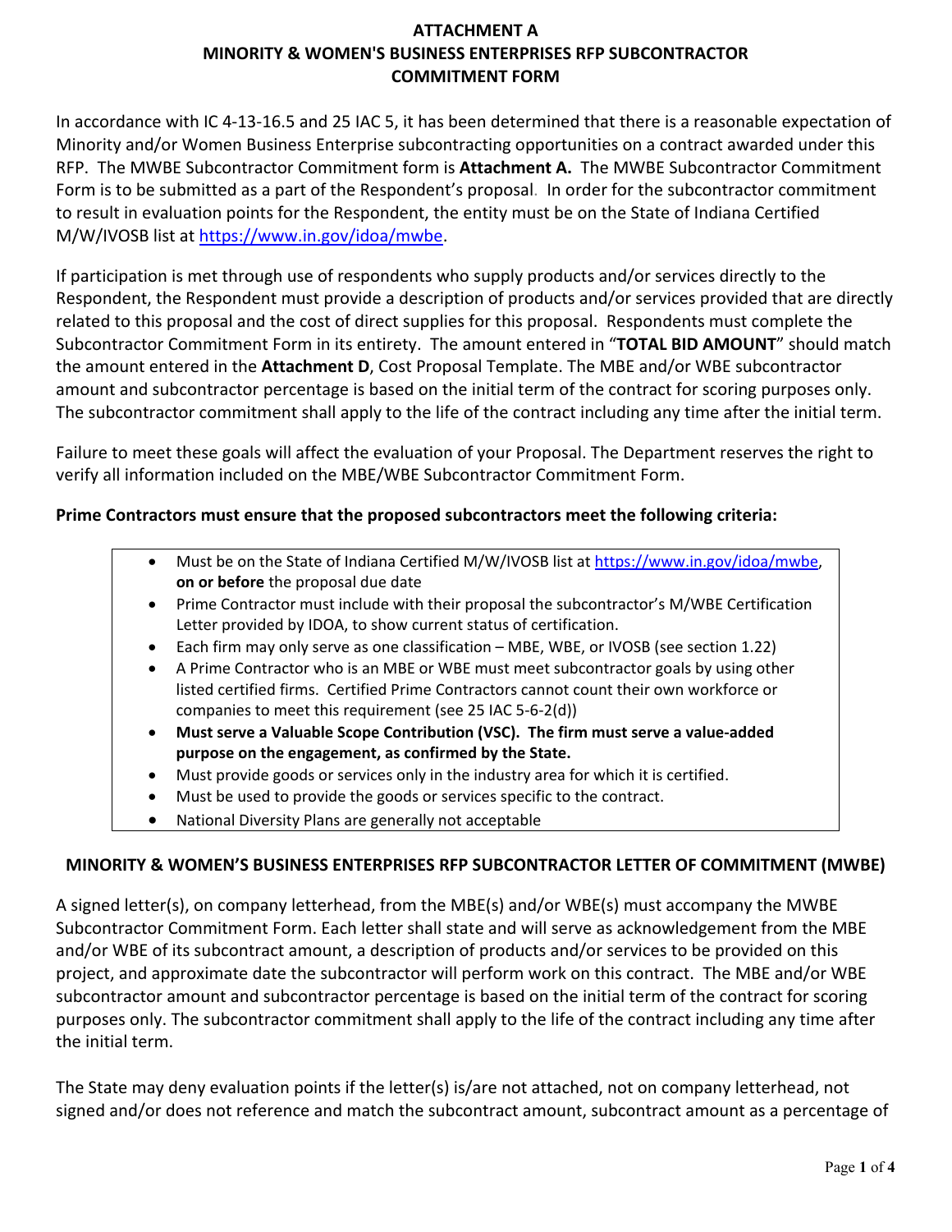# ATTACHMENT A
# MINORITY & WOMEN'S BUSINESS ENTERPRISES RFP SUBCONTRACTOR COMMITMENT FORM

In accordance with IC 4-13-16.5 and 25 IAC 5, it has been determined that there is a reasonable expectation of Minority and/or Women Business Enterprise subcontracting opportunities on a contract awarded under this RFP. The MWBE Subcontractor Commitment form is **Attachment A.** The MWBE Subcontractor Commitment Form is to be submitted as a part of the Respondent's proposal. In order for the subcontractor commitment to result in evaluation points for the Respondent, the entity must be on the State of Indiana Certified M/W/IVOSB list at https://www.in.gov/idoa/mwbe.

If participation is met through use of respondents who supply products and/or services directly to the Respondent, the Respondent must provide a description of products and/or services provided that are directly related to this proposal and the cost of direct supplies for this proposal. Respondents must complete the Subcontractor Commitment Form in its entirety. The amount entered in "**TOTAL BID AMOUNT**" should match the amount entered in the **Attachment D**, Cost Proposal Template. The MBE and/or WBE subcontractor amount and subcontractor percentage is based on the initial term of the contract for scoring purposes only. The subcontractor commitment shall apply to the life of the contract including any time after the initial term.

Failure to meet these goals will affect the evaluation of your Proposal. The Department reserves the right to verify all information included on the MBE/WBE Subcontractor Commitment Form.

**Prime Contractors must ensure that the proposed subcontractors meet the following criteria:**

- Must be on the State of Indiana Certified M/W/IVOSB list at https://www.in.gov/idoa/mwbe, **on or before** the proposal due date
- Prime Contractor must include with their proposal the subcontractor's M/WBE Certification Letter provided by IDOA, to show current status of certification.
- Each firm may only serve as one classification – MBE, WBE, or IVOSB (see section 1.22)
- A Prime Contractor who is an MBE or WBE must meet subcontractor goals by using other listed certified firms. Certified Prime Contractors cannot count their own workforce or companies to meet this requirement (see 25 IAC 5-6-2(d))
- **Must serve a Valuable Scope Contribution (VSC). The firm must serve a value-added purpose on the engagement, as confirmed by the State.**
- Must provide goods or services only in the industry area for which it is certified.
- Must be used to provide the goods or services specific to the contract.
- National Diversity Plans are generally not acceptable

## MINORITY & WOMEN'S BUSINESS ENTERPRISES RFP SUBCONTRACTOR LETTER OF COMMITMENT (MWBE)

A signed letter(s), on company letterhead, from the MBE(s) and/or WBE(s) must accompany the MWBE Subcontractor Commitment Form. Each letter shall state and will serve as acknowledgement from the MBE and/or WBE of its subcontract amount, a description of products and/or services to be provided on this project, and approximate date the subcontractor will perform work on this contract. The MBE and/or WBE subcontractor amount and subcontractor percentage is based on the initial term of the contract for scoring purposes only. The subcontractor commitment shall apply to the life of the contract including any time after the initial term.

The State may deny evaluation points if the letter(s) is/are not attached, not on company letterhead, not signed and/or does not reference and match the subcontract amount, subcontract amount as a percentage of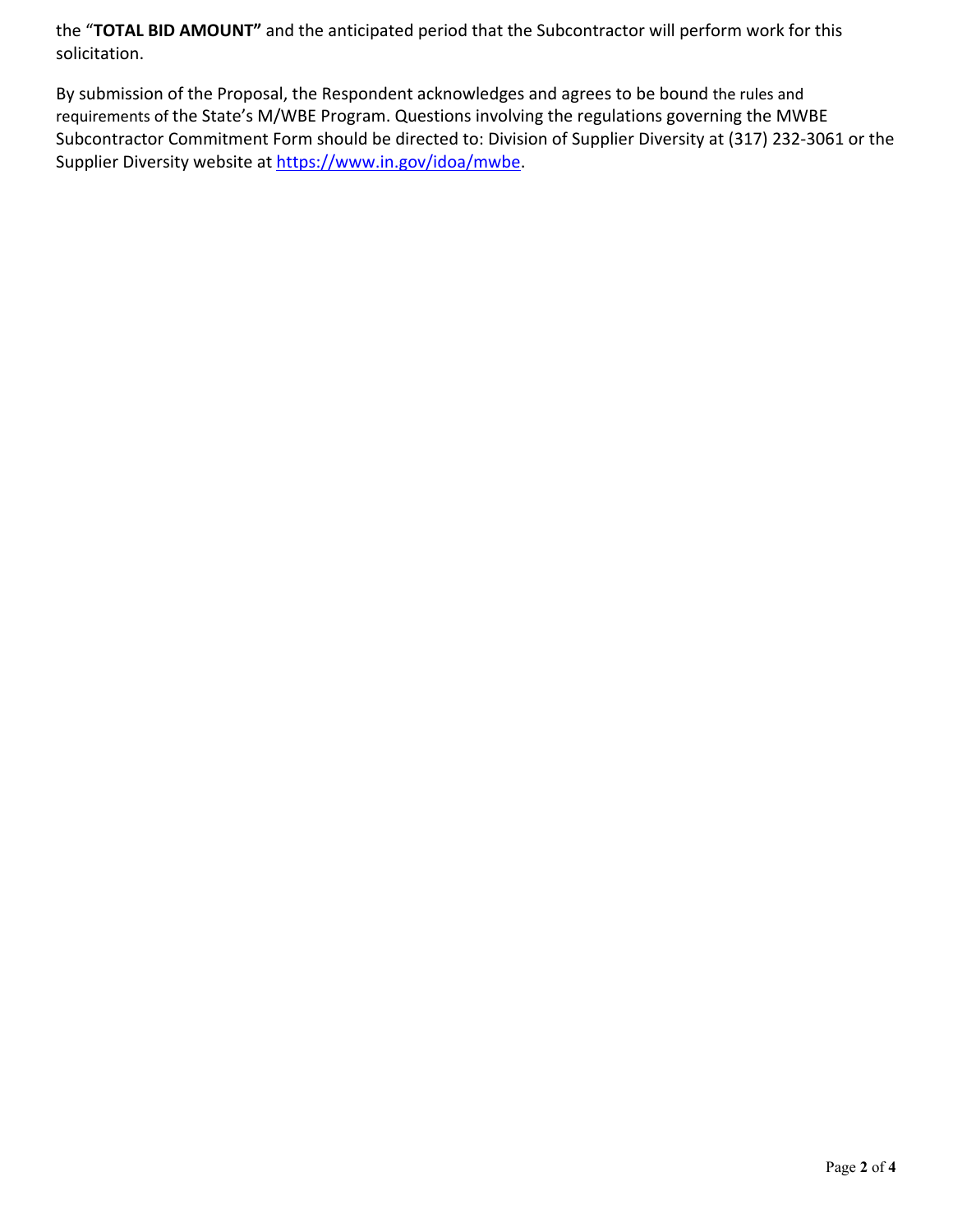the "**TOTAL BID AMOUNT"** and the anticipated period that the Subcontractor will perform work for this solicitation.

By submission of the Proposal, the Respondent acknowledges and agrees to be bound the rules and requirements of the State's M/WBE Program. Questions involving the regulations governing the MWBE Subcontractor Commitment Form should be directed to: Division of Supplier Diversity at (317) 232-3061 or the Supplier Diversity website at https://www.in.gov/idoa/mwbe.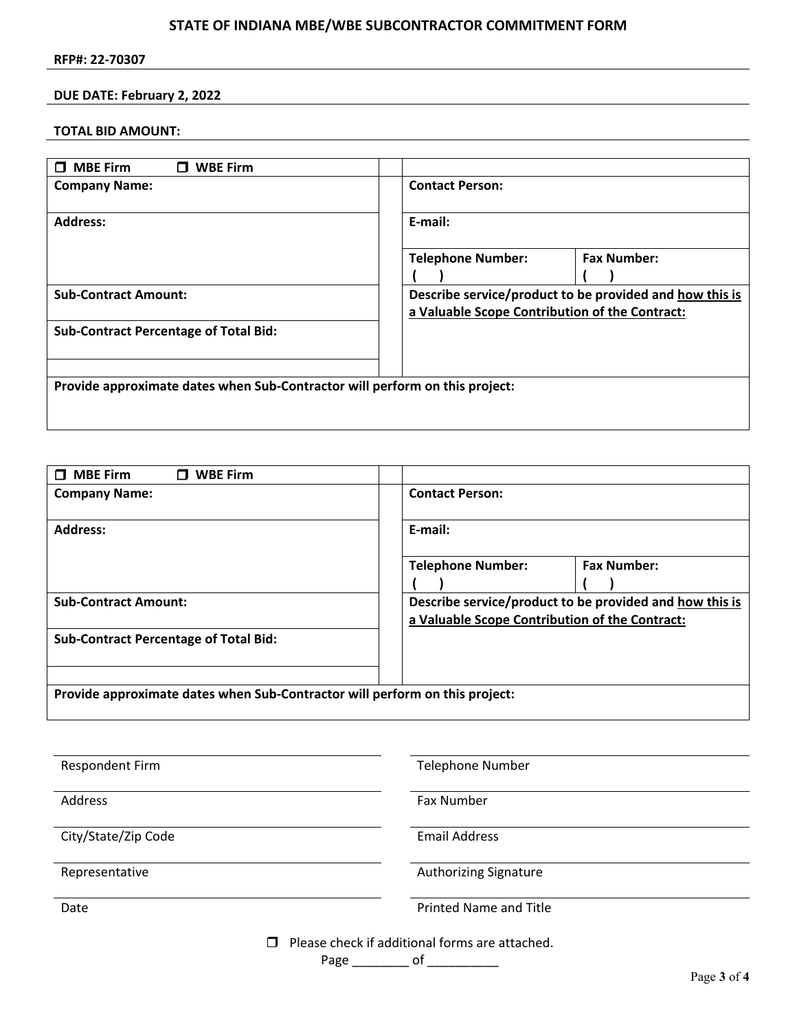# STATE OF INDIANA MBE/WBE SUBCONTRACTOR COMMITMENT FORM

**RFP#: 22-70307**

**DUE DATE: February 2, 2022**

**TOTAL BID AMOUNT:**

| | | | |
|---|---|---|---|
| ☐ **MBE Firm** ☐ **WBE Firm** | | | |
| **Company Name:** | | **Contact Person:** | |
| **Address:** | | **E-mail:** | |
| | | **Telephone Number:** ( ) | **Fax Number:** ( ) |
| **Sub-Contract Amount:** | | **Describe service/product to be provided and how this is a Valuable Scope Contribution of the Contract:** | |
| **Sub-Contract Percentage of Total Bid:** | | | |
| | | | |
| **Provide approximate dates when Sub-Contractor will perform on this project:** | | | |

| | | | |
|---|---|---|---|
| ☐ **MBE Firm** ☐ **WBE Firm** | | | |
| **Company Name:** | | **Contact Person:** | |
| **Address:** | | **E-mail:** | |
| | | **Telephone Number:** ( ) | **Fax Number:** ( ) |
| **Sub-Contract Amount:** | | **Describe service/product to be provided and how this is a Valuable Scope Contribution of the Contract:** | |
| **Sub-Contract Percentage of Total Bid:** | | | |
| | | | |
| **Provide approximate dates when Sub-Contractor will perform on this project:** | | | |

| | |
|---|---|
| Respondent Firm | Telephone Number |
| Address | Fax Number |
| City/State/Zip Code | Email Address |
| Representative | Authorizing Signature |
| Date | Printed Name and Title |

☐ Please check if additional forms are attached.

Page ________ of __________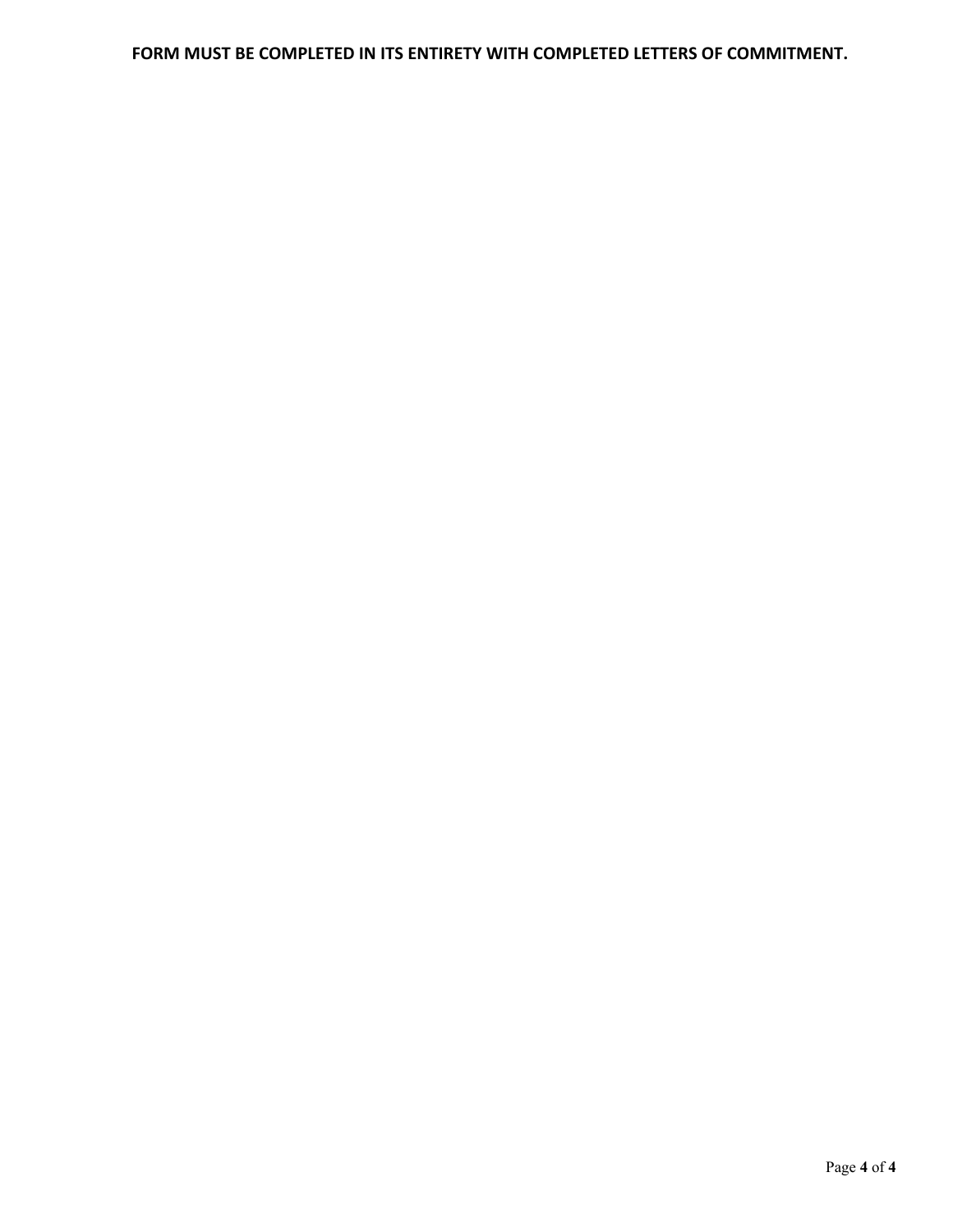**FORM MUST BE COMPLETED IN ITS ENTIRETY WITH COMPLETED LETTERS OF COMMITMENT.**